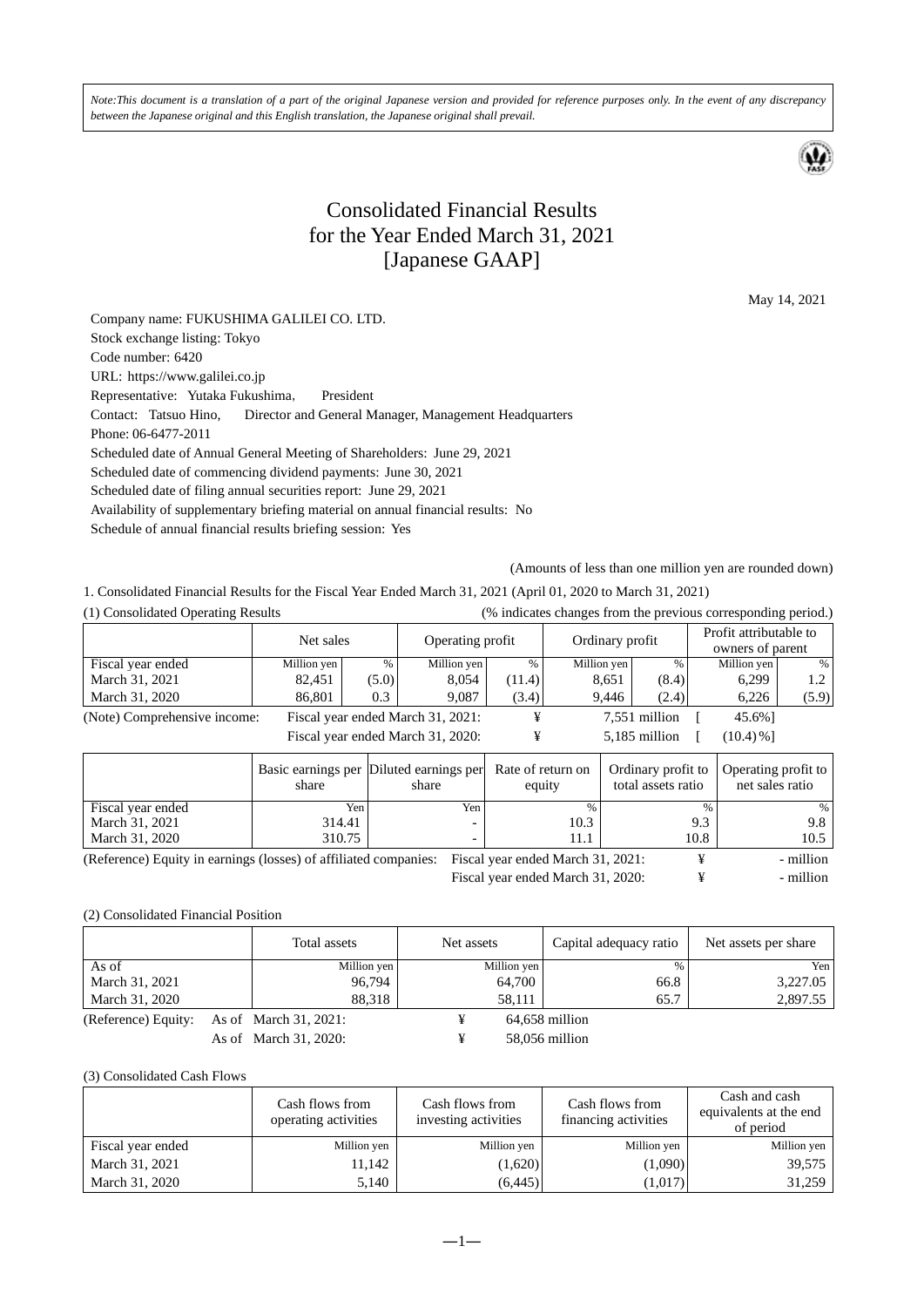*Note:This document is a translation of a part of the original Japanese version and provided for reference purposes only. In the event of any discrepancy between the Japanese original and this English translation, the Japanese original shall prevail.*

# Consolidated Financial Results for the Year Ended March 31, 2021 [Japanese GAAP]

May 14, 2021

Company name: FUKUSHIMA GALILEI CO. LTD.
Stock exchange listing: Tokyo
Code number: 6420
URL: https://www.galilei.co.jp
Representative: Yutaka Fukushima, President
Contact: Tatsuo Hino, Director and General Manager, Management Headquarters
Phone: 06-6477-2011
Scheduled date of Annual General Meeting of Shareholders: June 29, 2021
Scheduled date of commencing dividend payments: June 30, 2021
Scheduled date of filing annual securities report: June 29, 2021
Availability of supplementary briefing material on annual financial results: No
Schedule of annual financial results briefing session: Yes

(Amounts of less than one million yen are rounded down)

1. Consolidated Financial Results for the Fiscal Year Ended March 31, 2021 (April 01, 2020 to March 31, 2021)

(1) Consolidated Operating Results (% indicates changes from the previous corresponding period.)

| | Net sales | | Operating profit | | Ordinary profit | | Profit attributable to owners of parent | |
|---|---|---|---|---|---|---|---|---|
| Fiscal year ended | Million yen | % | Million yen | % | Million yen | % | Million yen | % |
| March 31, 2021 | 82,451 | (5.0) | 8,054 | (11.4) | 8,651 | (8.4) | 6,299 | 1.2 |
| March 31, 2020 | 86,801 | 0.3 | 9,087 | (3.4) | 9,446 | (2.4) | 6,226 | (5.9) |

(Note) Comprehensive income: Fiscal year ended March 31, 2021: ¥ 7,551 million [ 45.6%]
Fiscal year ended March 31, 2020: ¥ 5,185 million [ (10.4)%]

| | Basic earnings per share | Diluted earnings per share | Rate of return on equity | Ordinary profit to total assets ratio | Operating profit to net sales ratio |
|---|---|---|---|---|---|
| Fiscal year ended | Yen | Yen | % | % | % |
| March 31, 2021 | 314.41 | - | 10.3 | 9.3 | 9.8 |
| March 31, 2020 | 310.75 | - | 11.1 | 10.8 | 10.5 |

(Reference) Equity in earnings (losses) of affiliated companies: Fiscal year ended March 31, 2021: ¥ - million
Fiscal year ended March 31, 2020: ¥ - million

(2) Consolidated Financial Position

| | Total assets | Net assets | Capital adequacy ratio | Net assets per share |
|---|---|---|---|---|
| As of | Million yen | Million yen | % | Yen |
| March 31, 2021 | 96,794 | 64,700 | 66.8 | 3,227.05 |
| March 31, 2020 | 88,318 | 58,111 | 65.7 | 2,897.55 |

(Reference) Equity: As of March 31, 2021: ¥ 64,658 million
As of March 31, 2020: ¥ 58,056 million

(3) Consolidated Cash Flows

| | Cash flows from operating activities | Cash flows from investing activities | Cash flows from financing activities | Cash and cash equivalents at the end of period |
|---|---|---|---|---|
| Fiscal year ended | Million yen | Million yen | Million yen | Million yen |
| March 31, 2021 | 11,142 | (1,620) | (1,090) | 39,575 |
| March 31, 2020 | 5,140 | (6,445) | (1,017) | 31,259 |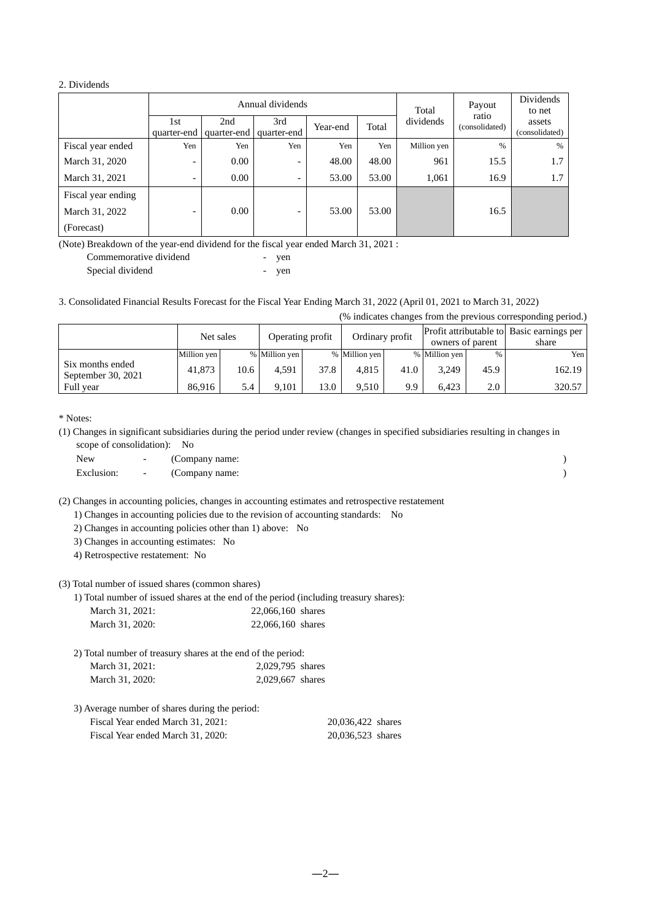2. Dividends

| | Annual dividends | | | | | Total dividends | Payout ratio (consolidated) | Dividends to net assets (consolidated) |
|---|---|---|---|---|---|---|---|---|
| | 1st quarter-end | 2nd quarter-end | 3rd quarter-end | Year-end | Total | | | |
| Fiscal year ended | Yen | Yen | Yen | Yen | Yen | Million yen | % | % |
| March 31, 2020 | - | 0.00 | - | 48.00 | 48.00 | 961 | 15.5 | 1.7 |
| March 31, 2021 | - | 0.00 | - | 53.00 | 53.00 | 1,061 | 16.9 | 1.7 |
| Fiscal year ending March 31, 2022 (Forecast) | - | 0.00 | - | 53.00 | 53.00 | | 16.5 | |

(Note) Breakdown of the year-end dividend for the fiscal year ended March 31, 2021 :

Commemorative dividend - yen

Special dividend - yen

3. Consolidated Financial Results Forecast for the Fiscal Year Ending March 31, 2022 (April 01, 2021 to March 31, 2022)

(% indicates changes from the previous corresponding period.)

| | Net sales | | Operating profit | | Ordinary profit | | Profit attributable to owners of parent | | Basic earnings per share |
|---|---|---|---|---|---|---|---|---|---|
| | Million yen | % | Million yen | % | Million yen | % | Million yen | % | Yen |
| Six months ended September 30, 2021 | 41,873 | 10.6 | 4,591 | 37.8 | 4,815 | 41.0 | 3,249 | 45.9 | 162.19 |
| Full year | 86,916 | 5.4 | 9,101 | 13.0 | 9,510 | 9.9 | 6,423 | 2.0 | 320.57 |

\* Notes:

(1) Changes in significant subsidiaries during the period under review (changes in specified subsidiaries resulting in changes in scope of consolidation): No

New - (Company name: )

Exclusion: - (Company name: )

(2) Changes in accounting policies, changes in accounting estimates and retrospective restatement

1) Changes in accounting policies due to the revision of accounting standards: No

2) Changes in accounting policies other than 1) above: No

3) Changes in accounting estimates: No

4) Retrospective restatement: No

(3) Total number of issued shares (common shares)

1) Total number of issued shares at the end of the period (including treasury shares):

March 31, 2021: 22,066,160 shares

March 31, 2020: 22,066,160 shares

2) Total number of treasury shares at the end of the period:

March 31, 2021: 2,029,795 shares

March 31, 2020: 2,029,667 shares

3) Average number of shares during the period:

Fiscal Year ended March 31, 2021: 20,036,422 shares

Fiscal Year ended March 31, 2020: 20,036,523 shares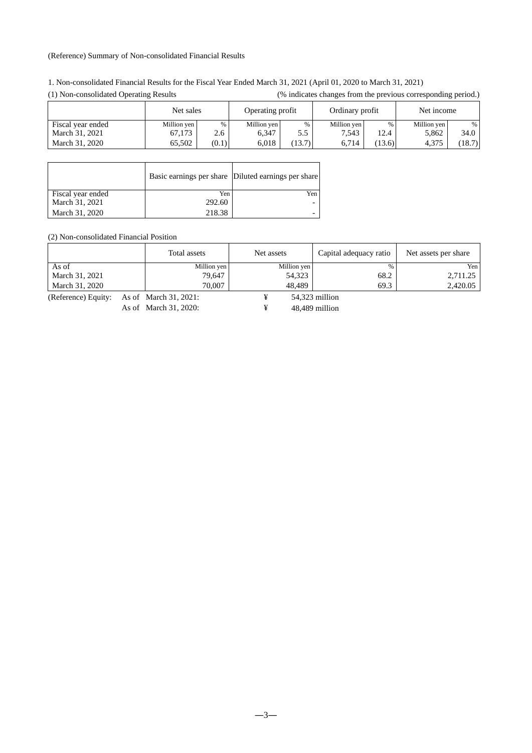(Reference) Summary of Non-consolidated Financial Results

1. Non-consolidated Financial Results for the Fiscal Year Ended March 31, 2021 (April 01, 2020 to March 31, 2021)

(1) Non-consolidated Operating Results (% indicates changes from the previous corresponding period.)

| | Net sales | | Operating profit | | Ordinary profit | | Net income | |
|---|---|---|---|---|---|---|---|---|
| Fiscal year ended | Million yen | % | Million yen | % | Million yen | % | Million yen | % |
| March 31, 2021 | 67,173 | 2.6 | 6,347 | 5.5 | 7,543 | 12.4 | 5,862 | 34.0 |
| March 31, 2020 | 65,502 | (0.1) | 6,018 | (13.7) | 6,714 | (13.6) | 4,375 | (18.7) |

| | Basic earnings per share | Diluted earnings per share |
|---|---|---|
| Fiscal year ended | Yen | Yen |
| March 31, 2021 | 292.60 | - |
| March 31, 2020 | 218.38 | - |

(2) Non-consolidated Financial Position

| | Total assets | Net assets | Capital adequacy ratio | Net assets per share |
|---|---|---|---|---|
| As of | Million yen | Million yen | % | Yen |
| March 31, 2021 | 79,647 | 54,323 | 68.2 | 2,711.25 |
| March 31, 2020 | 70,007 | 48,489 | 69.3 | 2,420.05 |

(Reference) Equity: As of March 31, 2021: ¥ 54,323 million

As of March 31, 2020: ¥ 48,489 million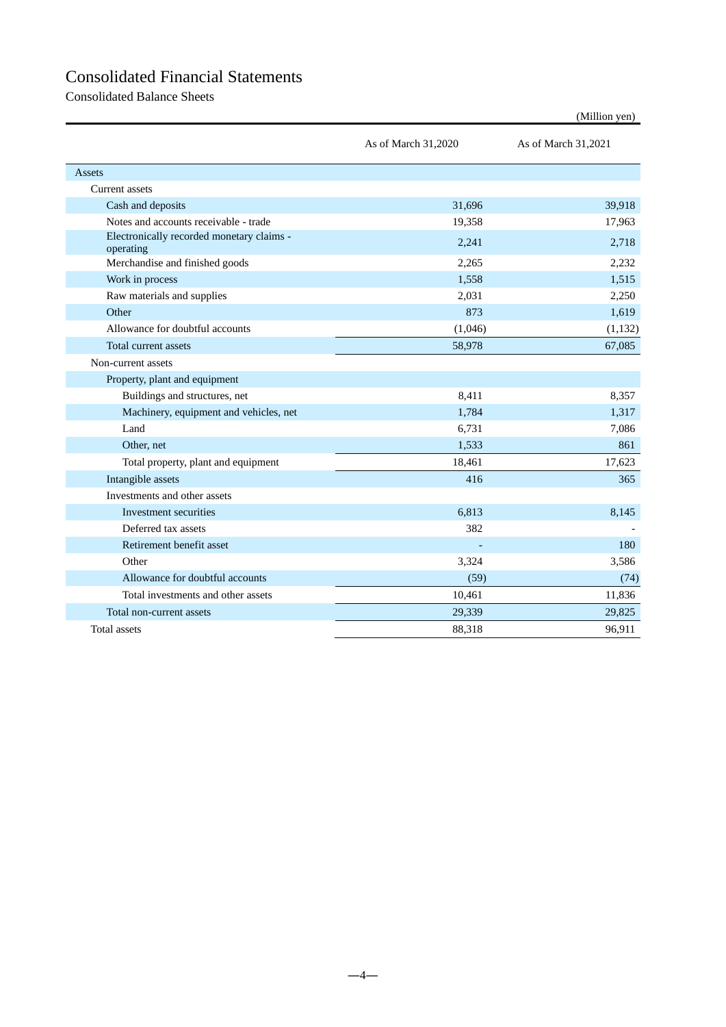# Consolidated Financial Statements

## Consolidated Balance Sheets

(Million yen)

| | As of March 31,2020 | As of March 31,2021 |
|---|---|---|
| Assets | | |
| Current assets | | |
| Cash and deposits | 31,696 | 39,918 |
| Notes and accounts receivable - trade | 19,358 | 17,963 |
| Electronically recorded monetary claims - operating | 2,241 | 2,718 |
| Merchandise and finished goods | 2,265 | 2,232 |
| Work in process | 1,558 | 1,515 |
| Raw materials and supplies | 2,031 | 2,250 |
| Other | 873 | 1,619 |
| Allowance for doubtful accounts | (1,046) | (1,132) |
| Total current assets | 58,978 | 67,085 |
| Non-current assets | | |
| Property, plant and equipment | | |
| Buildings and structures, net | 8,411 | 8,357 |
| Machinery, equipment and vehicles, net | 1,784 | 1,317 |
| Land | 6,731 | 7,086 |
| Other, net | 1,533 | 861 |
| Total property, plant and equipment | 18,461 | 17,623 |
| Intangible assets | 416 | 365 |
| Investments and other assets | | |
| Investment securities | 6,813 | 8,145 |
| Deferred tax assets | 382 | - |
| Retirement benefit asset | - | 180 |
| Other | 3,324 | 3,586 |
| Allowance for doubtful accounts | (59) | (74) |
| Total investments and other assets | 10,461 | 11,836 |
| Total non-current assets | 29,339 | 29,825 |
| Total assets | 88,318 | 96,911 |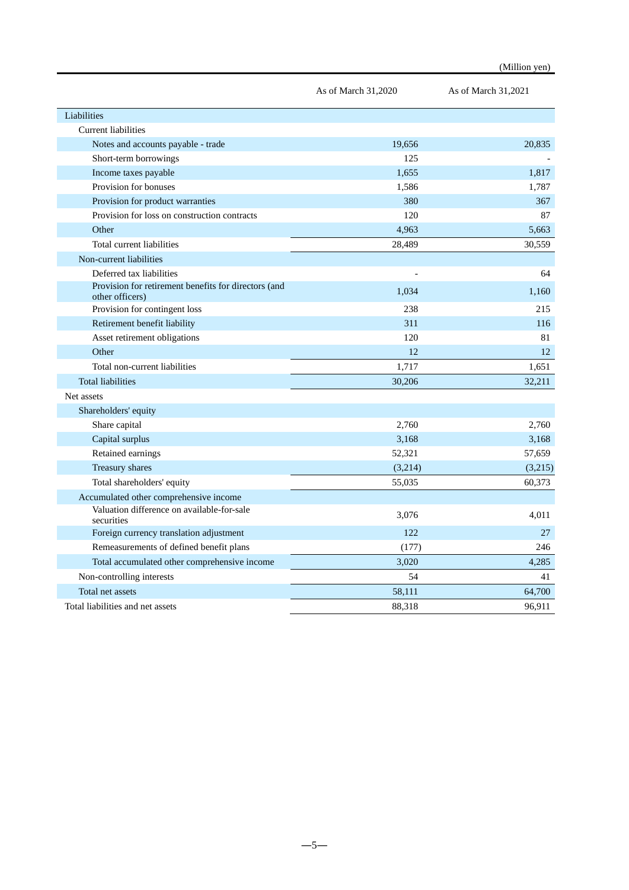(Million yen)

| | As of March 31,2020 | As of March 31,2021 |
|---|---|---|
| Liabilities | | |
| Current liabilities | | |
| Notes and accounts payable - trade | 19,656 | 20,835 |
| Short-term borrowings | 125 | - |
| Income taxes payable | 1,655 | 1,817 |
| Provision for bonuses | 1,586 | 1,787 |
| Provision for product warranties | 380 | 367 |
| Provision for loss on construction contracts | 120 | 87 |
| Other | 4,963 | 5,663 |
| Total current liabilities | 28,489 | 30,559 |
| Non-current liabilities | | |
| Deferred tax liabilities | - | 64 |
| Provision for retirement benefits for directors (and other officers) | 1,034 | 1,160 |
| Provision for contingent loss | 238 | 215 |
| Retirement benefit liability | 311 | 116 |
| Asset retirement obligations | 120 | 81 |
| Other | 12 | 12 |
| Total non-current liabilities | 1,717 | 1,651 |
| Total liabilities | 30,206 | 32,211 |
| Net assets | | |
| Shareholders' equity | | |
| Share capital | 2,760 | 2,760 |
| Capital surplus | 3,168 | 3,168 |
| Retained earnings | 52,321 | 57,659 |
| Treasury shares | (3,214) | (3,215) |
| Total shareholders' equity | 55,035 | 60,373 |
| Accumulated other comprehensive income | | |
| Valuation difference on available-for-sale securities | 3,076 | 4,011 |
| Foreign currency translation adjustment | 122 | 27 |
| Remeasurements of defined benefit plans | (177) | 246 |
| Total accumulated other comprehensive income | 3,020 | 4,285 |
| Non-controlling interests | 54 | 41 |
| Total net assets | 58,111 | 64,700 |
| Total liabilities and net assets | 88,318 | 96,911 |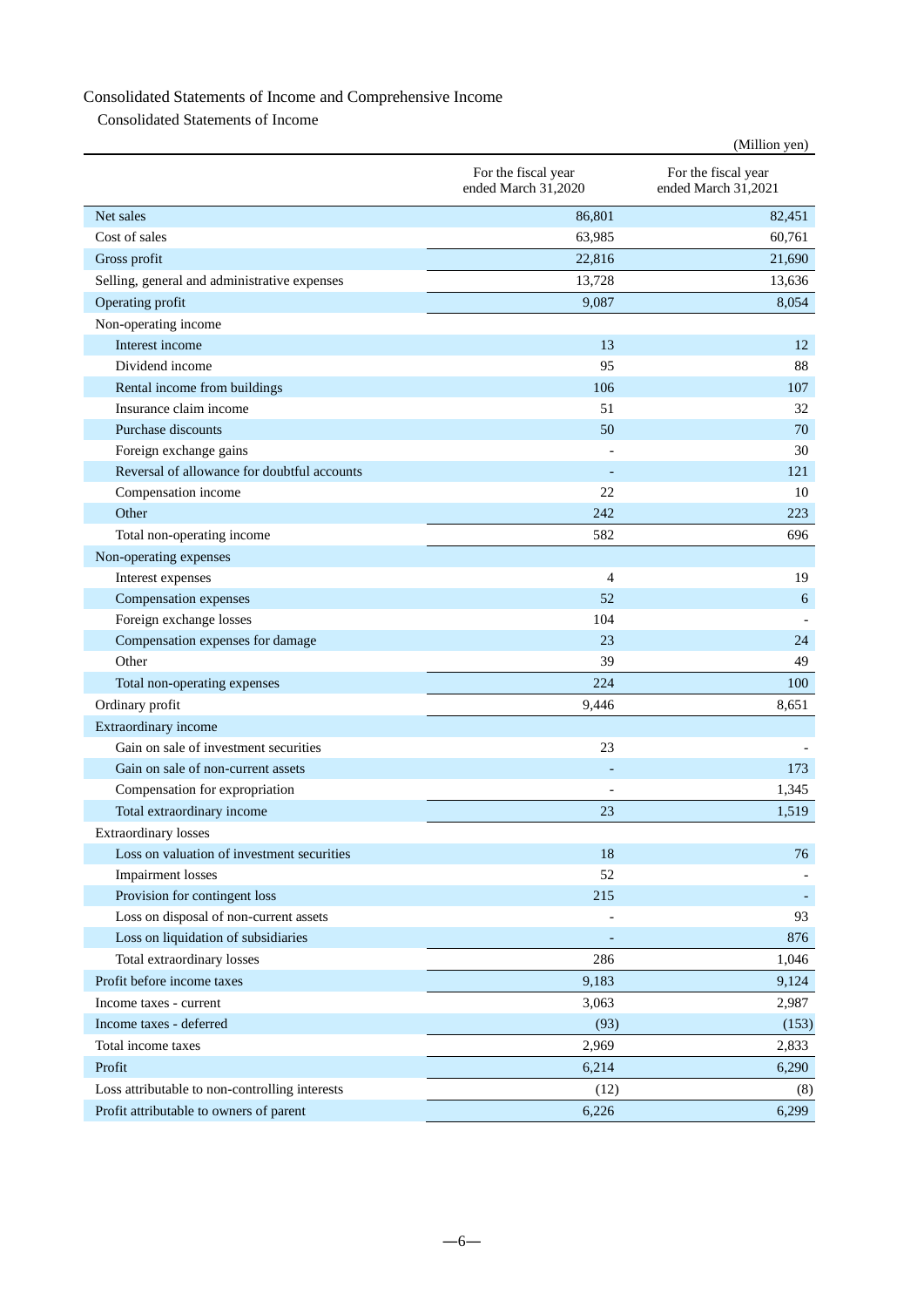# Consolidated Statements of Income and Comprehensive Income

## Consolidated Statements of Income

(Million yen)

| | For the fiscal year ended March 31,2020 | For the fiscal year ended March 31,2021 |
|---|---|---|
| Net sales | 86,801 | 82,451 |
| Cost of sales | 63,985 | 60,761 |
| Gross profit | 22,816 | 21,690 |
| Selling, general and administrative expenses | 13,728 | 13,636 |
| Operating profit | 9,087 | 8,054 |
| Non-operating income | | |
| Interest income | 13 | 12 |
| Dividend income | 95 | 88 |
| Rental income from buildings | 106 | 107 |
| Insurance claim income | 51 | 32 |
| Purchase discounts | 50 | 70 |
| Foreign exchange gains | - | 30 |
| Reversal of allowance for doubtful accounts | - | 121 |
| Compensation income | 22 | 10 |
| Other | 242 | 223 |
| Total non-operating income | 582 | 696 |
| Non-operating expenses | | |
| Interest expenses | 4 | 19 |
| Compensation expenses | 52 | 6 |
| Foreign exchange losses | 104 | - |
| Compensation expenses for damage | 23 | 24 |
| Other | 39 | 49 |
| Total non-operating expenses | 224 | 100 |
| Ordinary profit | 9,446 | 8,651 |
| Extraordinary income | | |
| Gain on sale of investment securities | 23 | - |
| Gain on sale of non-current assets | - | 173 |
| Compensation for expropriation | - | 1,345 |
| Total extraordinary income | 23 | 1,519 |
| Extraordinary losses | | |
| Loss on valuation of investment securities | 18 | 76 |
| Impairment losses | 52 | - |
| Provision for contingent loss | 215 | - |
| Loss on disposal of non-current assets | - | 93 |
| Loss on liquidation of subsidiaries | - | 876 |
| Total extraordinary losses | 286 | 1,046 |
| Profit before income taxes | 9,183 | 9,124 |
| Income taxes - current | 3,063 | 2,987 |
| Income taxes - deferred | (93) | (153) |
| Total income taxes | 2,969 | 2,833 |
| Profit | 6,214 | 6,290 |
| Loss attributable to non-controlling interests | (12) | (8) |
| Profit attributable to owners of parent | 6,226 | 6,299 |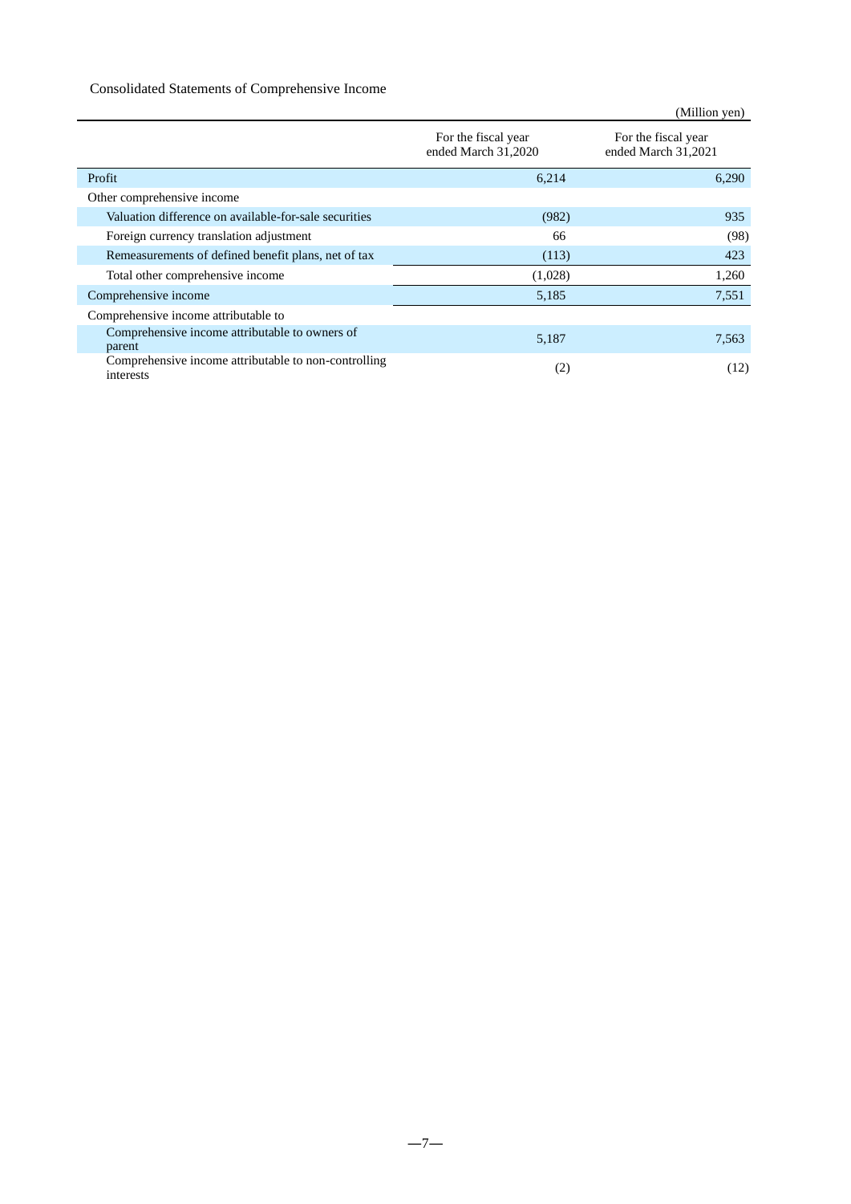Consolidated Statements of Comprehensive Income

(Million yen)

| | For the fiscal year ended March 31,2020 | For the fiscal year ended March 31,2021 |
|---|---|---|
| Profit | 6,214 | 6,290 |
| Other comprehensive income | | |
| Valuation difference on available-for-sale securities | (982) | 935 |
| Foreign currency translation adjustment | 66 | (98) |
| Remeasurements of defined benefit plans, net of tax | (113) | 423 |
| Total other comprehensive income | (1,028) | 1,260 |
| Comprehensive income | 5,185 | 7,551 |
| Comprehensive income attributable to | | |
| Comprehensive income attributable to owners of parent | 5,187 | 7,563 |
| Comprehensive income attributable to non-controlling interests | (2) | (12) |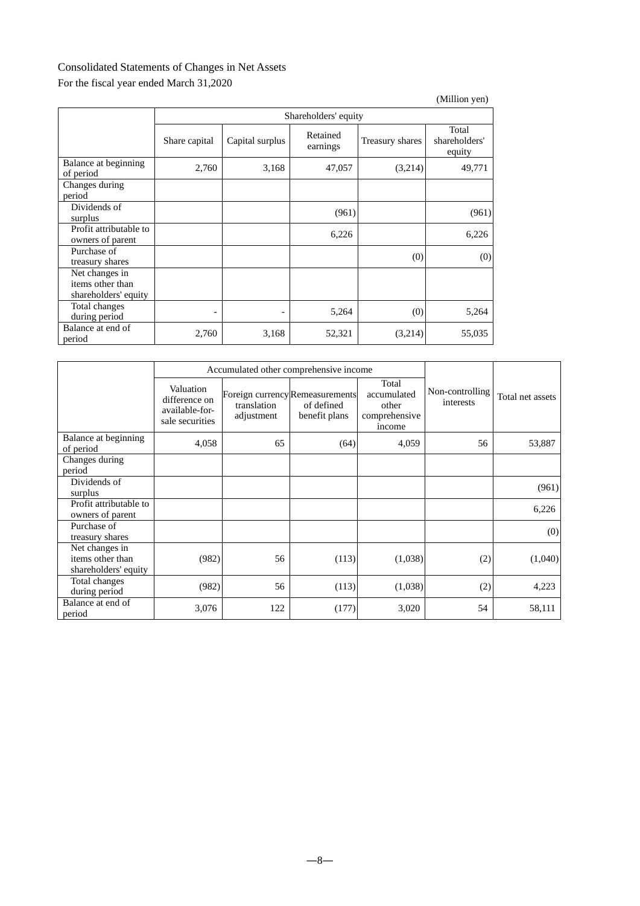Consolidated Statements of Changes in Net Assets

For the fiscal year ended March 31,2020

(Million yen)

| | Shareholders' equity | | | | |
|---|---|---|---|---|---|
| | Share capital | Capital surplus | Retained earnings | Treasury shares | Total shareholders' equity |
| Balance at beginning of period | 2,760 | 3,168 | 47,057 | (3,214) | 49,771 |
| Changes during period | | | | | |
| Dividends of surplus | | | (961) | | (961) |
| Profit attributable to owners of parent | | | 6,226 | | 6,226 |
| Purchase of treasury shares | | | | (0) | (0) |
| Net changes in items other than shareholders' equity | | | | | |
| Total changes during period | - | - | 5,264 | (0) | 5,264 |
| Balance at end of period | 2,760 | 3,168 | 52,321 | (3,214) | 55,035 |

| | Accumulated other comprehensive income | | | | Non-controlling interests | Total net assets |
|---|---|---|---|---|---|---|
| | Valuation difference on available-for-sale securities | Foreign currency translation adjustment | Remeasurements of defined benefit plans | Total accumulated other comprehensive income | | |
| Balance at beginning of period | 4,058 | 65 | (64) | 4,059 | 56 | 53,887 |
| Changes during period | | | | | | |
| Dividends of surplus | | | | | | (961) |
| Profit attributable to owners of parent | | | | | | 6,226 |
| Purchase of treasury shares | | | | | | (0) |
| Net changes in items other than shareholders' equity | (982) | 56 | (113) | (1,038) | (2) | (1,040) |
| Total changes during period | (982) | 56 | (113) | (1,038) | (2) | 4,223 |
| Balance at end of period | 3,076 | 122 | (177) | 3,020 | 54 | 58,111 |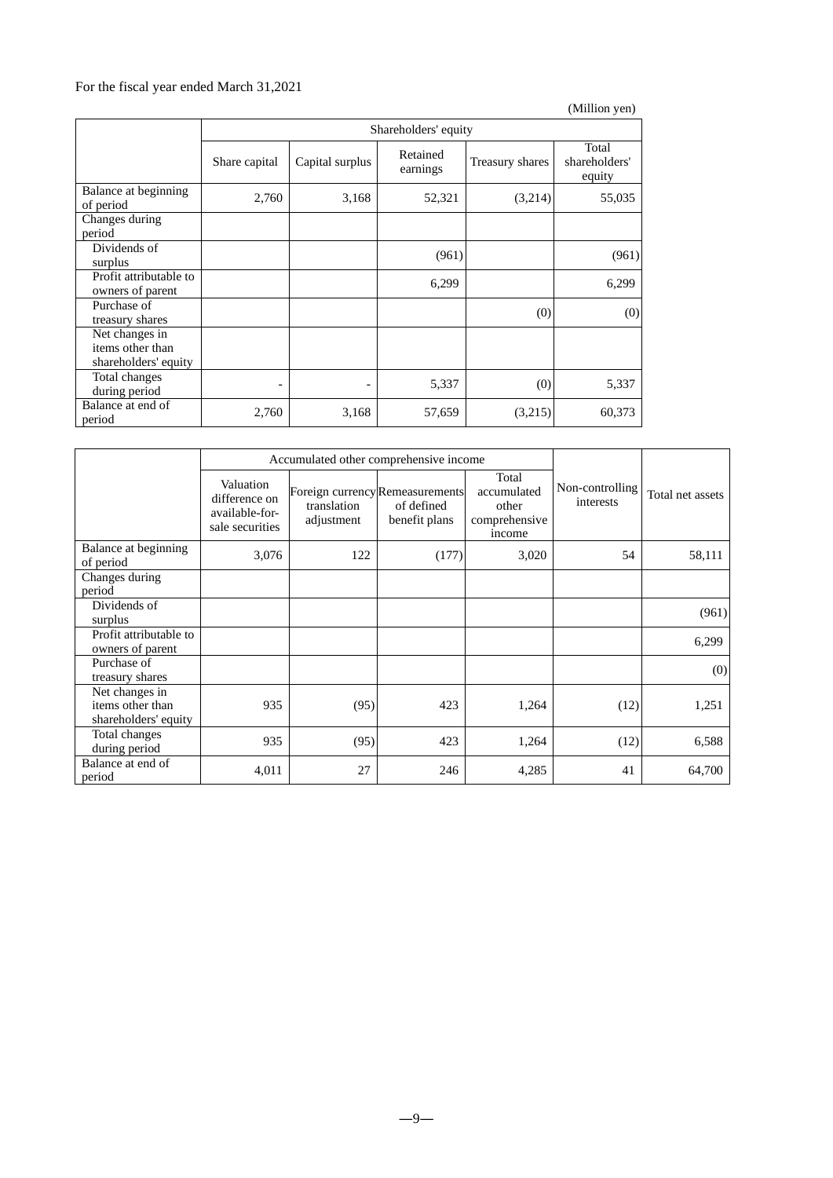For the fiscal year ended March 31,2021

(Million yen)

| | Shareholders' equity | | | | |
|---|---|---|---|---|---|
| | Share capital | Capital surplus | Retained earnings | Treasury shares | Total shareholders' equity |
| Balance at beginning of period | 2,760 | 3,168 | 52,321 | (3,214) | 55,035 |
| Changes during period | | | | | |
| Dividends of surplus | | | (961) | | (961) |
| Profit attributable to owners of parent | | | 6,299 | | 6,299 |
| Purchase of treasury shares | | | | (0) | (0) |
| Net changes in items other than shareholders' equity | | | | | |
| Total changes during period | - | - | 5,337 | (0) | 5,337 |
| Balance at end of period | 2,760 | 3,168 | 57,659 | (3,215) | 60,373 |

| | Accumulated other comprehensive income | | | | Non-controlling interests | Total net assets |
|---|---|---|---|---|---|---|
| | Valuation difference on available-for-sale securities | Foreign currency translation adjustment | Remeasurements of defined benefit plans | Total accumulated other comprehensive income | | |
| Balance at beginning of period | 3,076 | 122 | (177) | 3,020 | 54 | 58,111 |
| Changes during period | | | | | | |
| Dividends of surplus | | | | | | (961) |
| Profit attributable to owners of parent | | | | | | 6,299 |
| Purchase of treasury shares | | | | | | (0) |
| Net changes in items other than shareholders' equity | 935 | (95) | 423 | 1,264 | (12) | 1,251 |
| Total changes during period | 935 | (95) | 423 | 1,264 | (12) | 6,588 |
| Balance at end of period | 4,011 | 27 | 246 | 4,285 | 41 | 64,700 |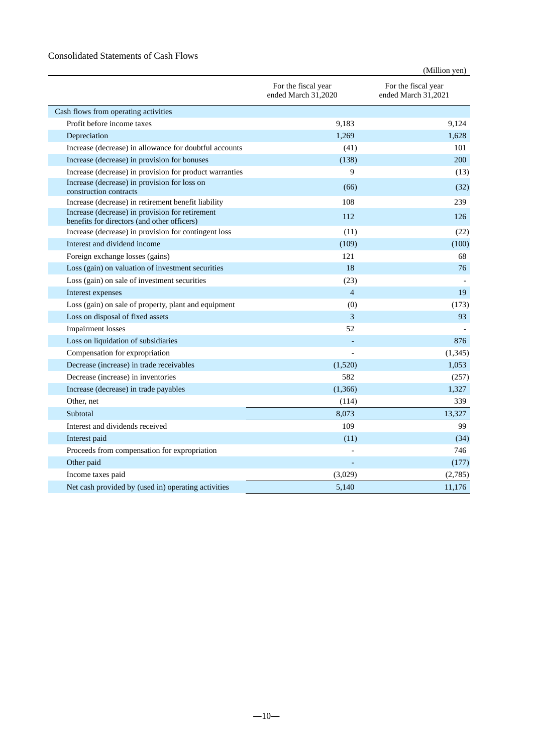## Consolidated Statements of Cash Flows

(Million yen)

| | For the fiscal year ended March 31,2020 | For the fiscal year ended March 31,2021 |
|---|---|---|
| Cash flows from operating activities | | |
| Profit before income taxes | 9,183 | 9,124 |
| Depreciation | 1,269 | 1,628 |
| Increase (decrease) in allowance for doubtful accounts | (41) | 101 |
| Increase (decrease) in provision for bonuses | (138) | 200 |
| Increase (decrease) in provision for product warranties | 9 | (13) |
| Increase (decrease) in provision for loss on construction contracts | (66) | (32) |
| Increase (decrease) in retirement benefit liability | 108 | 239 |
| Increase (decrease) in provision for retirement benefits for directors (and other officers) | 112 | 126 |
| Increase (decrease) in provision for contingent loss | (11) | (22) |
| Interest and dividend income | (109) | (100) |
| Foreign exchange losses (gains) | 121 | 68 |
| Loss (gain) on valuation of investment securities | 18 | 76 |
| Loss (gain) on sale of investment securities | (23) | - |
| Interest expenses | 4 | 19 |
| Loss (gain) on sale of property, plant and equipment | (0) | (173) |
| Loss on disposal of fixed assets | 3 | 93 |
| Impairment losses | 52 | - |
| Loss on liquidation of subsidiaries | - | 876 |
| Compensation for expropriation | - | (1,345) |
| Decrease (increase) in trade receivables | (1,520) | 1,053 |
| Decrease (increase) in inventories | 582 | (257) |
| Increase (decrease) in trade payables | (1,366) | 1,327 |
| Other, net | (114) | 339 |
| Subtotal | 8,073 | 13,327 |
| Interest and dividends received | 109 | 99 |
| Interest paid | (11) | (34) |
| Proceeds from compensation for expropriation | - | 746 |
| Other paid | - | (177) |
| Income taxes paid | (3,029) | (2,785) |
| Net cash provided by (used in) operating activities | 5,140 | 11,176 |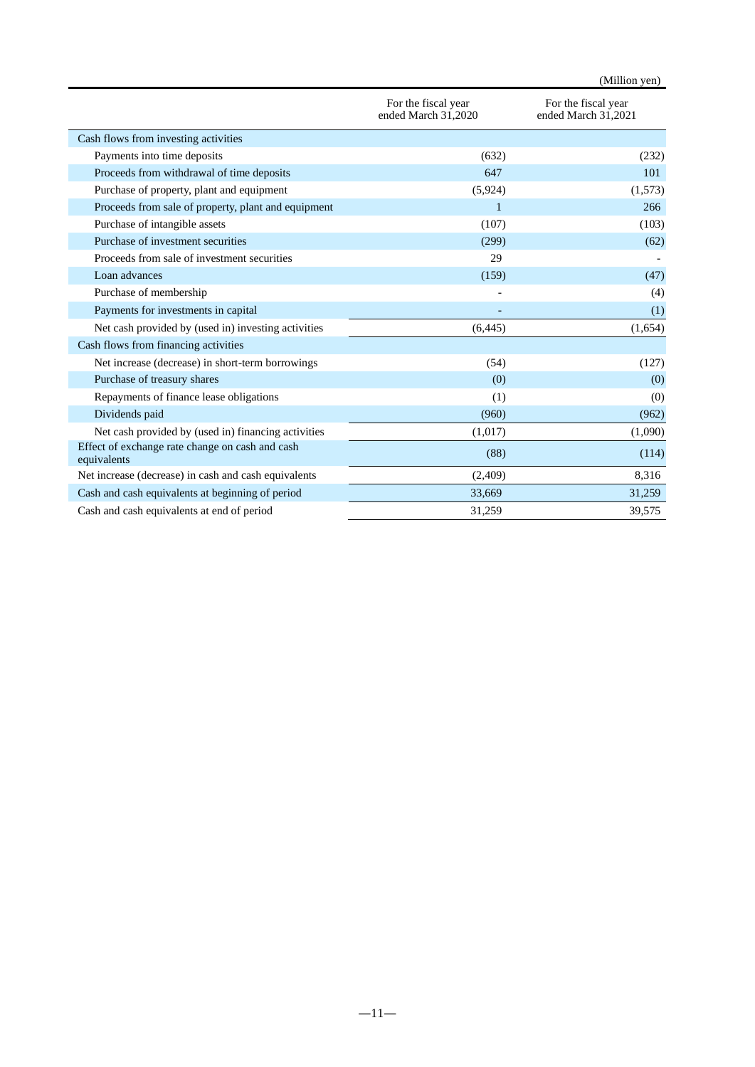(Million yen)

| | For the fiscal year ended March 31,2020 | For the fiscal year ended March 31,2021 |
|---|---|---|
| Cash flows from investing activities | | |
| Payments into time deposits | (632) | (232) |
| Proceeds from withdrawal of time deposits | 647 | 101 |
| Purchase of property, plant and equipment | (5,924) | (1,573) |
| Proceeds from sale of property, plant and equipment | 1 | 266 |
| Purchase of intangible assets | (107) | (103) |
| Purchase of investment securities | (299) | (62) |
| Proceeds from sale of investment securities | 29 | - |
| Loan advances | (159) | (47) |
| Purchase of membership | - | (4) |
| Payments for investments in capital | - | (1) |
| Net cash provided by (used in) investing activities | (6,445) | (1,654) |
| Cash flows from financing activities | | |
| Net increase (decrease) in short-term borrowings | (54) | (127) |
| Purchase of treasury shares | (0) | (0) |
| Repayments of finance lease obligations | (1) | (0) |
| Dividends paid | (960) | (962) |
| Net cash provided by (used in) financing activities | (1,017) | (1,090) |
| Effect of exchange rate change on cash and cash equivalents | (88) | (114) |
| Net increase (decrease) in cash and cash equivalents | (2,409) | 8,316 |
| Cash and cash equivalents at beginning of period | 33,669 | 31,259 |
| Cash and cash equivalents at end of period | 31,259 | 39,575 |